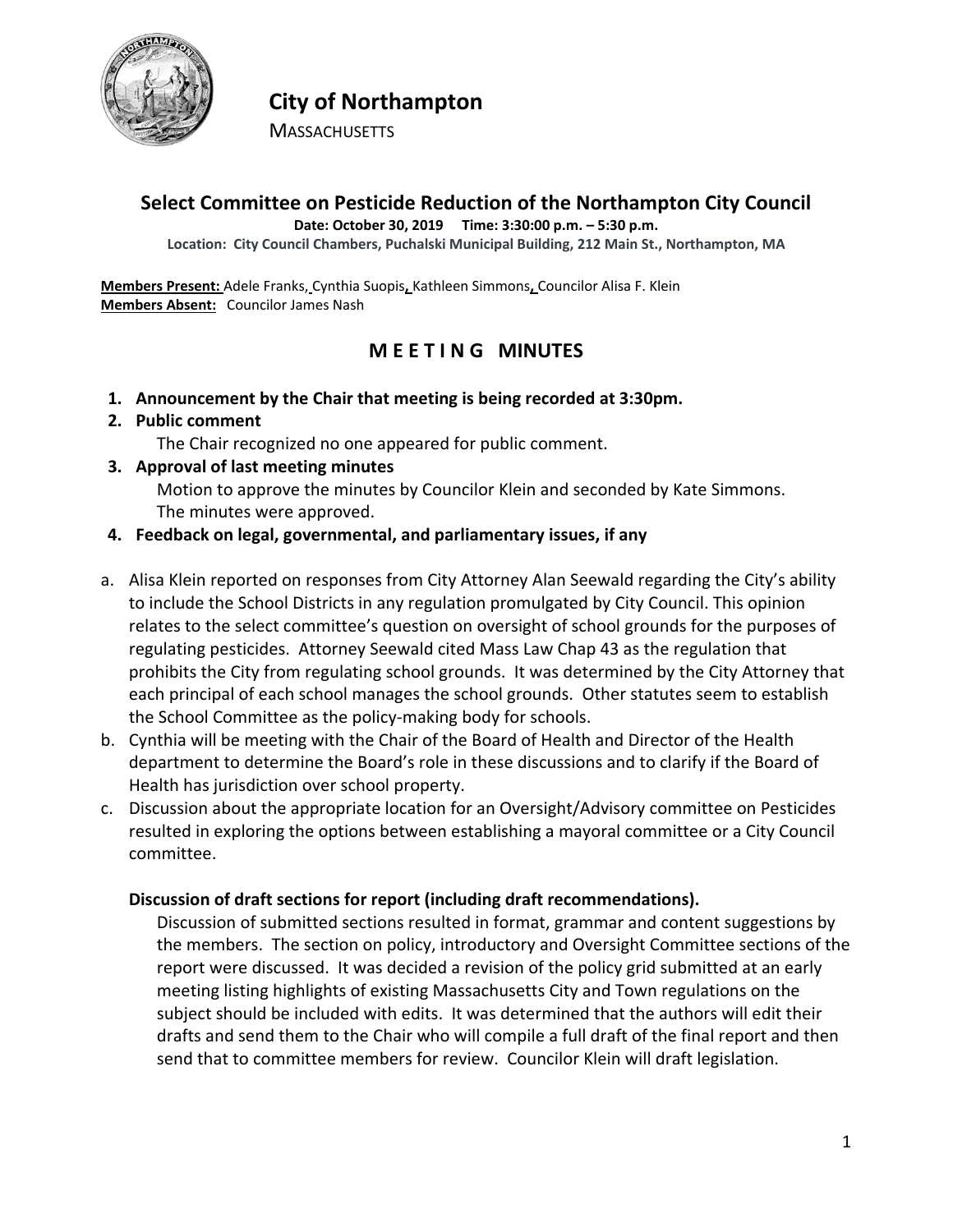# City of Northampton

MASSACHUSETTS

## Select Committee on Pesticide Reduction of the Northampton City Council

**Date: October 30, 2019 Time: 3:30:00 p.m. – 5:30 p.m.**

**Location: City Council Chambers, Puchalski Municipal Building, 212 Main St., Northampton, MA**

**Members Present:** Adele Franks, Cynthia Suopis, Kathleen Simmons, Councilor Alisa F. Klein
**Members Absent:** Councilor James Nash

## M E E T I N G MINUTES

1. **Announcement by the Chair that meeting is being recorded at 3:30pm.**
2. **Public comment**
   The Chair recognized no one appeared for public comment.
3. **Approval of last meeting minutes**
   Motion to approve the minutes by Councilor Klein and seconded by Kate Simmons. The minutes were approved.
4. **Feedback on legal, governmental, and parliamentary issues, if any**

a. Alisa Klein reported on responses from City Attorney Alan Seewald regarding the City's ability to include the School Districts in any regulation promulgated by City Council. This opinion relates to the select committee's question on oversight of school grounds for the purposes of regulating pesticides. Attorney Seewald cited Mass Law Chap 43 as the regulation that prohibits the City from regulating school grounds. It was determined by the City Attorney that each principal of each school manages the school grounds. Other statutes seem to establish the School Committee as the policy-making body for schools.

b. Cynthia will be meeting with the Chair of the Board of Health and Director of the Health department to determine the Board's role in these discussions and to clarify if the Board of Health has jurisdiction over school property.

c. Discussion about the appropriate location for an Oversight/Advisory committee on Pesticides resulted in exploring the options between establishing a mayoral committee or a City Council committee.

**Discussion of draft sections for report (including draft recommendations).**

Discussion of submitted sections resulted in format, grammar and content suggestions by the members. The section on policy, introductory and Oversight Committee sections of the report were discussed. It was decided a revision of the policy grid submitted at an early meeting listing highlights of existing Massachusetts City and Town regulations on the subject should be included with edits. It was determined that the authors will edit their drafts and send them to the Chair who will compile a full draft of the final report and then send that to committee members for review. Councilor Klein will draft legislation.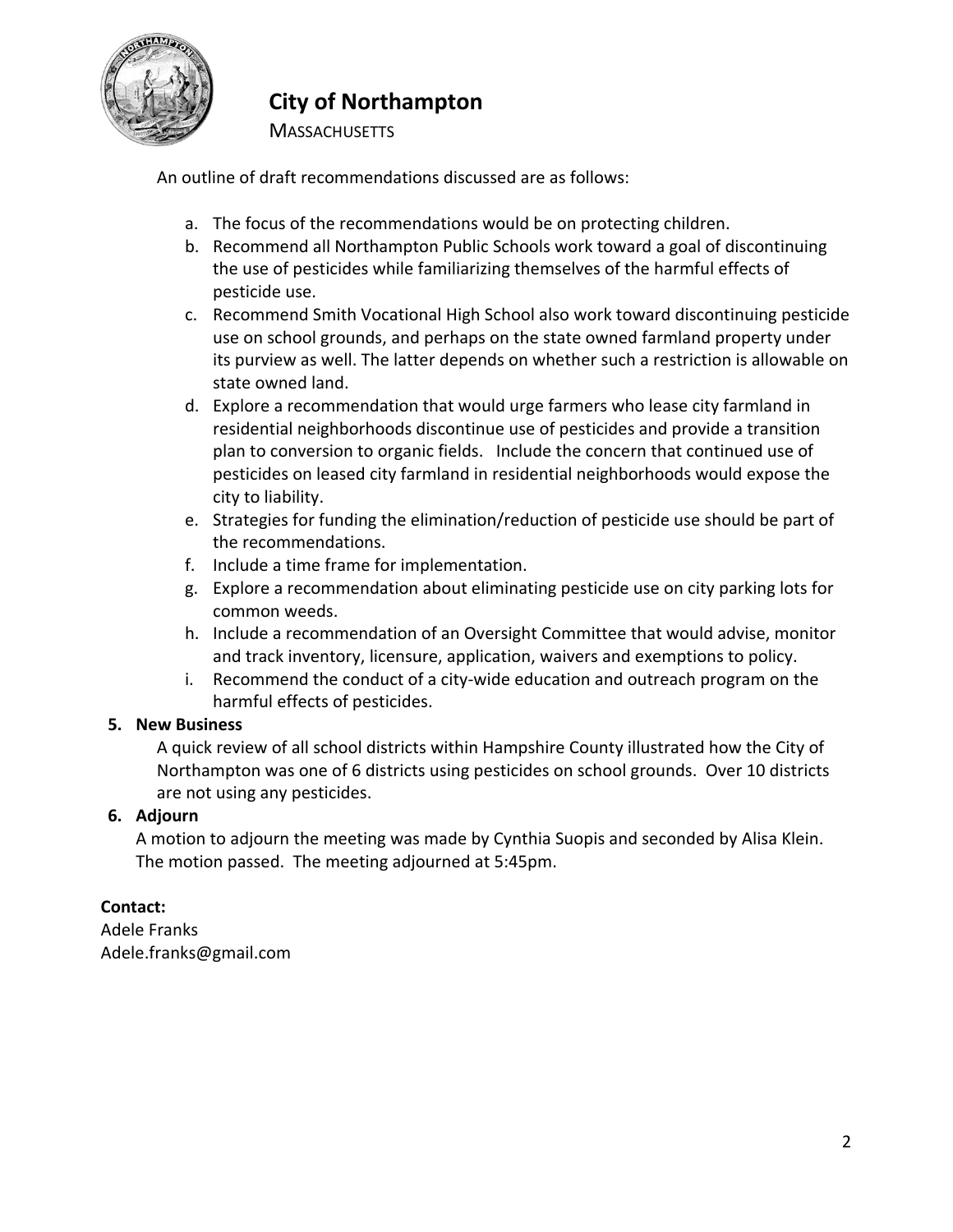An outline of draft recommendations discussed are as follows:

a. The focus of the recommendations would be on protecting children.
b. Recommend all Northampton Public Schools work toward a goal of discontinuing the use of pesticides while familiarizing themselves of the harmful effects of pesticide use.
c. Recommend Smith Vocational High School also work toward discontinuing pesticide use on school grounds, and perhaps on the state owned farmland property under its purview as well. The latter depends on whether such a restriction is allowable on state owned land.
d. Explore a recommendation that would urge farmers who lease city farmland in residential neighborhoods discontinue use of pesticides and provide a transition plan to conversion to organic fields. Include the concern that continued use of pesticides on leased city farmland in residential neighborhoods would expose the city to liability.
e. Strategies for funding the elimination/reduction of pesticide use should be part of the recommendations.
f. Include a time frame for implementation.
g. Explore a recommendation about eliminating pesticide use on city parking lots for common weeds.
h. Include a recommendation of an Oversight Committee that would advise, monitor and track inventory, licensure, application, waivers and exemptions to policy.
i. Recommend the conduct of a city-wide education and outreach program on the harmful effects of pesticides.

**5. New Business**

A quick review of all school districts within Hampshire County illustrated how the City of Northampton was one of 6 districts using pesticides on school grounds. Over 10 districts are not using any pesticides.

**6. Adjourn**

A motion to adjourn the meeting was made by Cynthia Suopis and seconded by Alisa Klein. The motion passed. The meeting adjourned at 5:45pm.

**Contact:**
Adele Franks
Adele.franks@gmail.com